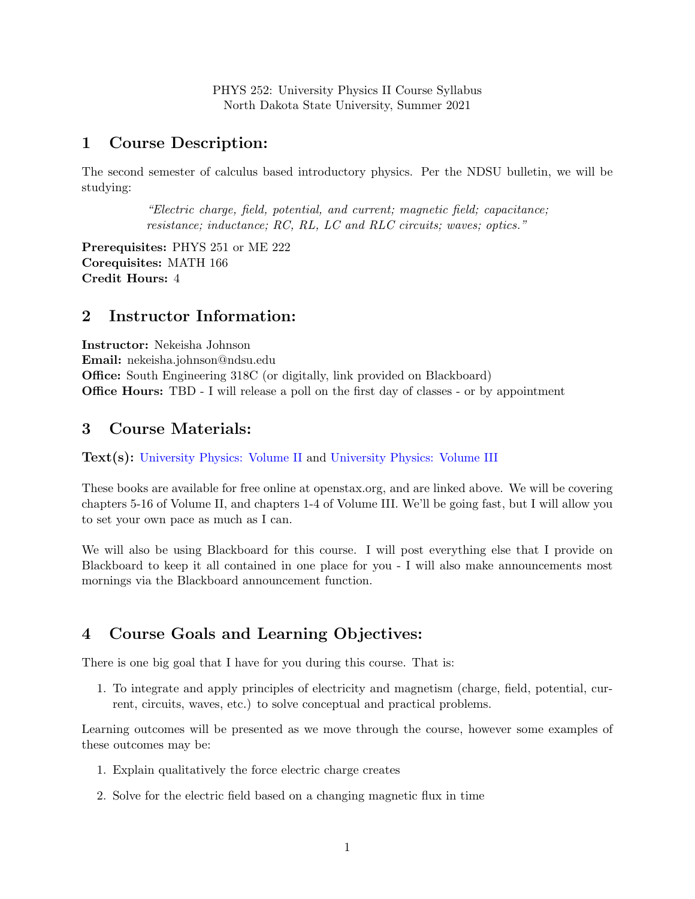PHYS 252: University Physics II Course Syllabus
North Dakota State University, Summer 2021

# 1 Course Description:

The second semester of calculus based introductory physics. Per the NDSU bulletin, we will be studying:

> *"Electric charge, field, potential, and current; magnetic field; capacitance; resistance; inductance; RC, RL, LC and RLC circuits; waves; optics."*

**Prerequisites:** PHYS 251 or ME 222
**Corequisites:** MATH 166
**Credit Hours:** 4

# 2 Instructor Information:

**Instructor:** Nekeisha Johnson
**Email:** nekeisha.johnson@ndsu.edu
**Office:** South Engineering 318C (or digitally, link provided on Blackboard)
**Office Hours:** TBD - I will release a poll on the first day of classes - or by appointment

# 3 Course Materials:

**Text(s):** University Physics: Volume II and University Physics: Volume III

These books are available for free online at openstax.org, and are linked above. We will be covering chapters 5-16 of Volume II, and chapters 1-4 of Volume III. We'll be going fast, but I will allow you to set your own pace as much as I can.

We will also be using Blackboard for this course. I will post everything else that I provide on Blackboard to keep it all contained in one place for you - I will also make announcements most mornings via the Blackboard announcement function.

# 4 Course Goals and Learning Objectives:

There is one big goal that I have for you during this course. That is:

1. To integrate and apply principles of electricity and magnetism (charge, field, potential, current, circuits, waves, etc.) to solve conceptual and practical problems.

Learning outcomes will be presented as we move through the course, however some examples of these outcomes may be:

1. Explain qualitatively the force electric charge creates
2. Solve for the electric field based on a changing magnetic flux in time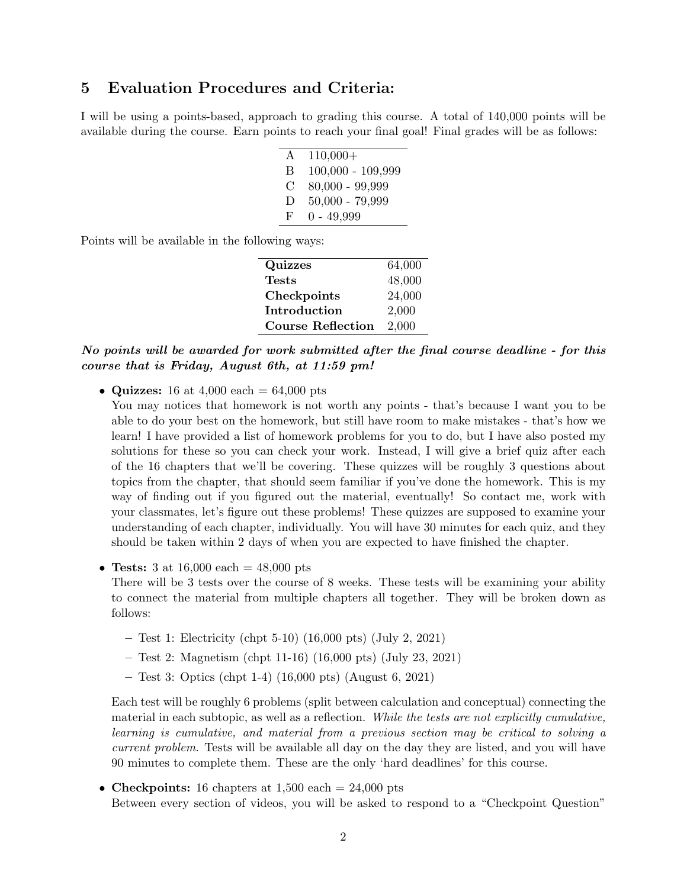## 5 Evaluation Procedures and Criteria:

I will be using a points-based, approach to grading this course. A total of 140,000 points will be available during the course. Earn points to reach your final goal! Final grades will be as follows:

| | |
|---|---|
| A | 110,000+ |
| B | 100,000 - 109,999 |
| C | 80,000 - 99,999 |
| D | 50,000 - 79,999 |
| F | 0 - 49,999 |

Points will be available in the following ways:

| | |
|---|---|
| **Quizzes** | 64,000 |
| **Tests** | 48,000 |
| **Checkpoints** | 24,000 |
| **Introduction** | 2,000 |
| **Course Reflection** | 2,000 |

***No points will be awarded for work submitted after the final course deadline - for this course that is Friday, August 6th, at 11:59 pm!***

- **Quizzes:** 16 at 4,000 each = 64,000 pts
  You may notices that homework is not worth any points - that's because I want you to be able to do your best on the homework, but still have room to make mistakes - that's how we learn! I have provided a list of homework problems for you to do, but I have also posted my solutions for these so you can check your work. Instead, I will give a brief quiz after each of the 16 chapters that we'll be covering. These quizzes will be roughly 3 questions about topics from the chapter, that should seem familiar if you've done the homework. This is my way of finding out if you figured out the material, eventually! So contact me, work with your classmates, let's figure out these problems! These quizzes are supposed to examine your understanding of each chapter, individually. You will have 30 minutes for each quiz, and they should be taken within 2 days of when you are expected to have finished the chapter.

- **Tests:** 3 at 16,000 each = 48,000 pts
  There will be 3 tests over the course of 8 weeks. These tests will be examining your ability to connect the material from multiple chapters all together. They will be broken down as follows:

  - Test 1: Electricity (chpt 5-10) (16,000 pts) (July 2, 2021)
  - Test 2: Magnetism (chpt 11-16) (16,000 pts) (July 23, 2021)
  - Test 3: Optics (chpt 1-4) (16,000 pts) (August 6, 2021)

  Each test will be roughly 6 problems (split between calculation and conceptual) connecting the material in each subtopic, as well as a reflection. *While the tests are not explicitly cumulative, learning is cumulative, and material from a previous section may be critical to solving a current problem.* Tests will be available all day on the day they are listed, and you will have 90 minutes to complete them. These are the only 'hard deadlines' for this course.

- **Checkpoints:** 16 chapters at 1,500 each = 24,000 pts
  Between every section of videos, you will be asked to respond to a "Checkpoint Question"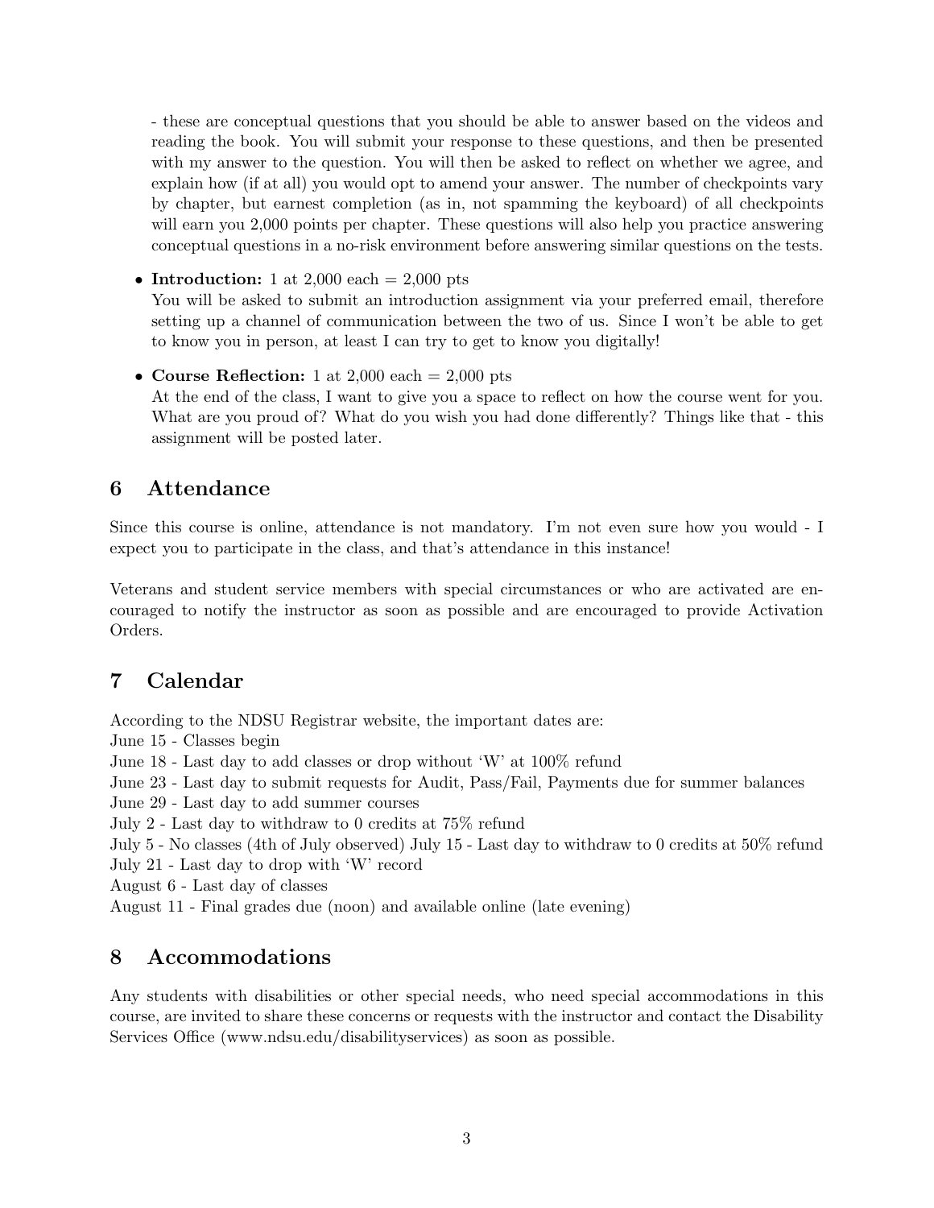- these are conceptual questions that you should be able to answer based on the videos and reading the book. You will submit your response to these questions, and then be presented with my answer to the question. You will then be asked to reflect on whether we agree, and explain how (if at all) you would opt to amend your answer. The number of checkpoints vary by chapter, but earnest completion (as in, not spamming the keyboard) of all checkpoints will earn you 2,000 points per chapter. These questions will also help you practice answering conceptual questions in a no-risk environment before answering similar questions on the tests.

- **Introduction:** 1 at 2,000 each = 2,000 pts
  You will be asked to submit an introduction assignment via your preferred email, therefore setting up a channel of communication between the two of us. Since I won't be able to get to know you in person, at least I can try to get to know you digitally!

- **Course Reflection:** 1 at 2,000 each = 2,000 pts
  At the end of the class, I want to give you a space to reflect on how the course went for you. What are you proud of? What do you wish you had done differently? Things like that - this assignment will be posted later.

## 6 Attendance

Since this course is online, attendance is not mandatory. I'm not even sure how you would - I expect you to participate in the class, and that's attendance in this instance!

Veterans and student service members with special circumstances or who are activated are encouraged to notify the instructor as soon as possible and are encouraged to provide Activation Orders.

## 7 Calendar

According to the NDSU Registrar website, the important dates are:
June 15 - Classes begin
June 18 - Last day to add classes or drop without 'W' at 100% refund
June 23 - Last day to submit requests for Audit, Pass/Fail, Payments due for summer balances
June 29 - Last day to add summer courses
July 2 - Last day to withdraw to 0 credits at 75% refund
July 5 - No classes (4th of July observed) July 15 - Last day to withdraw to 0 credits at 50% refund
July 21 - Last day to drop with 'W' record
August 6 - Last day of classes
August 11 - Final grades due (noon) and available online (late evening)

## 8 Accommodations

Any students with disabilities or other special needs, who need special accommodations in this course, are invited to share these concerns or requests with the instructor and contact the Disability Services Office (www.ndsu.edu/disabilityservices) as soon as possible.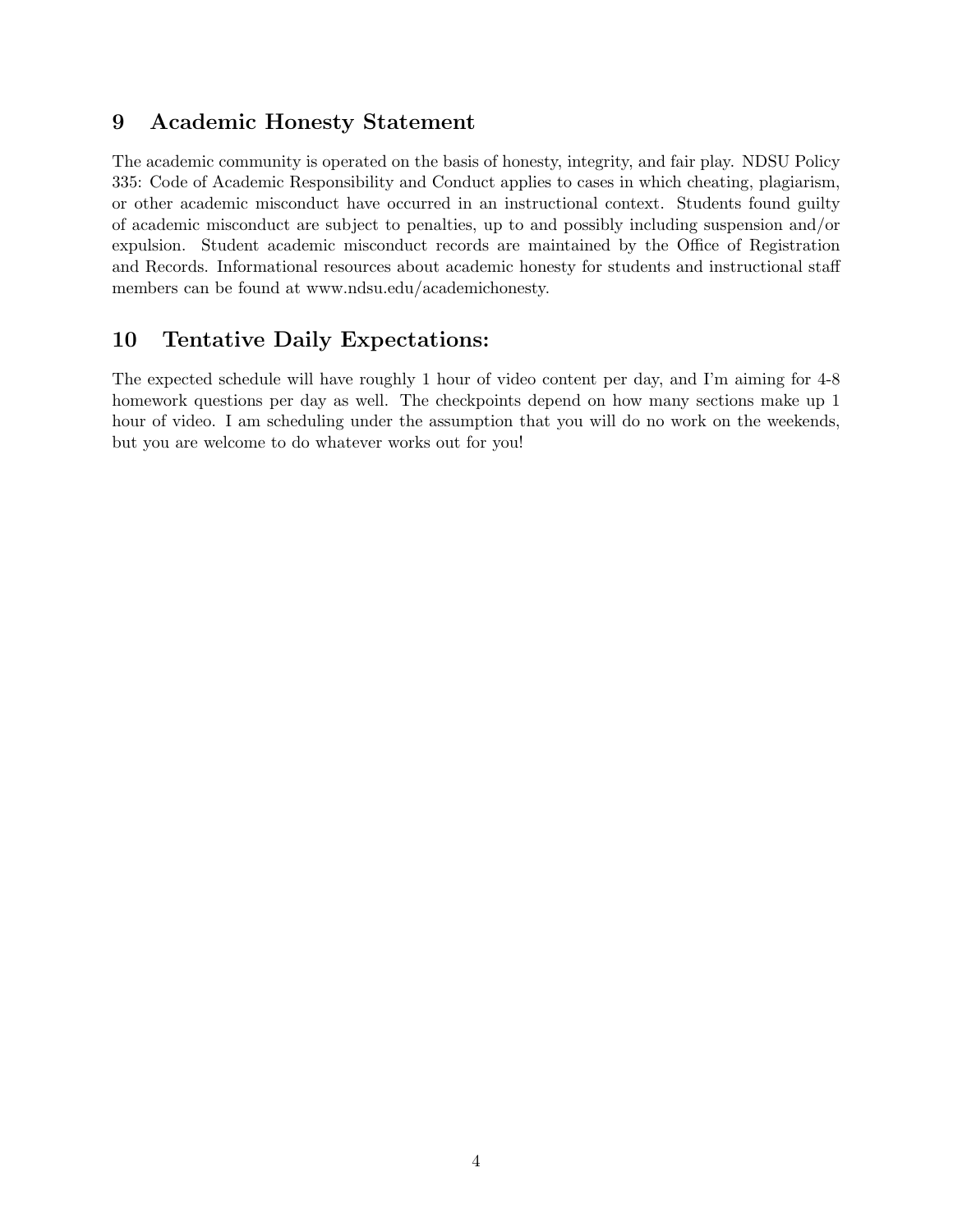## 9 Academic Honesty Statement

The academic community is operated on the basis of honesty, integrity, and fair play. NDSU Policy 335: Code of Academic Responsibility and Conduct applies to cases in which cheating, plagiarism, or other academic misconduct have occurred in an instructional context. Students found guilty of academic misconduct are subject to penalties, up to and possibly including suspension and/or expulsion. Student academic misconduct records are maintained by the Office of Registration and Records. Informational resources about academic honesty for students and instructional staff members can be found at www.ndsu.edu/academichonesty.

## 10 Tentative Daily Expectations:

The expected schedule will have roughly 1 hour of video content per day, and I'm aiming for 4-8 homework questions per day as well. The checkpoints depend on how many sections make up 1 hour of video. I am scheduling under the assumption that you will do no work on the weekends, but you are welcome to do whatever works out for you!